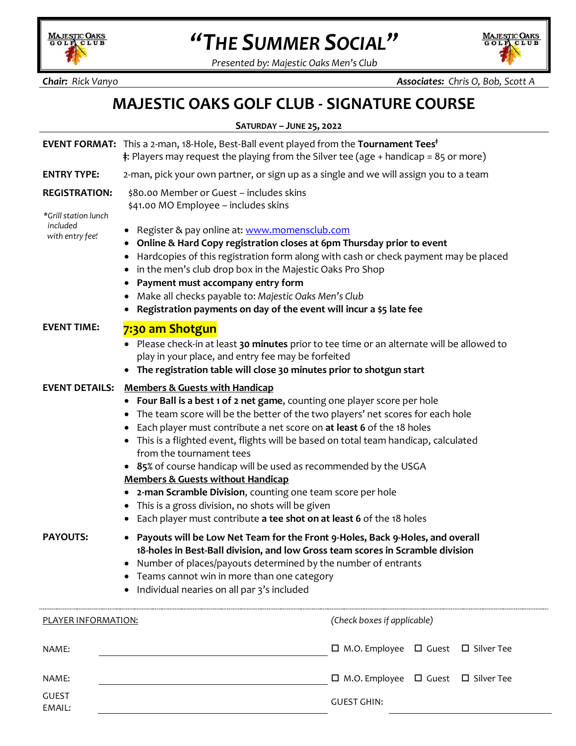MAJESTIC OAKS GOLF CLUB

# "THE SUMMER SOCIAL"

*Presented by: Majestic Oaks Men's Club*

MAJESTIC OAKS GOLF CLUB

***Chair:*** *Rick Vanyo* ***Associates:*** *Chris O, Bob, Scott A*

## MAJESTIC OAKS GOLF CLUB - SIGNATURE COURSE

**SATURDAY – JUNE 25, 2022**

**EVENT FORMAT:** This a 2-man, 18-Hole, Best-Ball event played from the **Tournament Tees**‡
‡: Players may request the playing from the Silver tee (age + handicap = 85 or more)

**ENTRY TYPE:** 2-man, pick your own partner, or sign up as a single and we will assign you to a team

**REGISTRATION:**
$80.00 Member or Guest – includes skins
$41.00 MO Employee – includes skins

*\*Grill station lunch included with entry fee!*

- Register & pay online at: [www.momensclub.com](http://www.momensclub.com)
- **Online & Hard Copy registration closes at 6pm Thursday prior to event**
- Hardcopies of this registration form along with cash or check payment may be placed
- in the men's club drop box in the Majestic Oaks Pro Shop
- **Payment must accompany entry form**
- Make all checks payable to: *Majestic Oaks Men's Club*
- **Registration payments on day of the event will incur a $5 late fee**

**EVENT TIME:** **7:30 am Shotgun**

- Please check-in at least **30 minutes** prior to tee time or an alternate will be allowed to play in your place, and entry fee may be forfeited
- **The registration table will close 30 minutes prior to shotgun start**

**EVENT DETAILS:**

**Members & Guests with Handicap**

- **Four Ball is a best 1 of 2 net game**, counting one player score per hole
- The team score will be the better of the two players' net scores for each hole
- Each player must contribute a net score on **at least 6** of the 18 holes
- This is a flighted event, flights will be based on total team handicap, calculated from the tournament tees
- **85%** of course handicap will be used as recommended by the USGA

**Members & Guests without Handicap**

- **2-man Scramble Division**, counting one team score per hole
- This is a gross division, no shots will be given
- Each player must contribute **a tee shot on at least 6** of the 18 holes

**PAYOUTS:**

- **Payouts will be Low Net Team for the Front 9-Holes, Back 9-Holes, and overall 18-holes in Best-Ball division, and low Gross team scores in Scramble division**
- Number of places/payouts determined by the number of entrants
- Teams cannot win in more than one category
- Individual nearies on all par 3's included

---

PLAYER INFORMATION: *(Check boxes if applicable)*

NAME: ____________________ ☐ M.O. Employee ☐ Guest ☐ Silver Tee

NAME: ____________________ ☐ M.O. Employee ☐ Guest ☐ Silver Tee

GUEST EMAIL: ____________________ GUEST GHIN: ____________________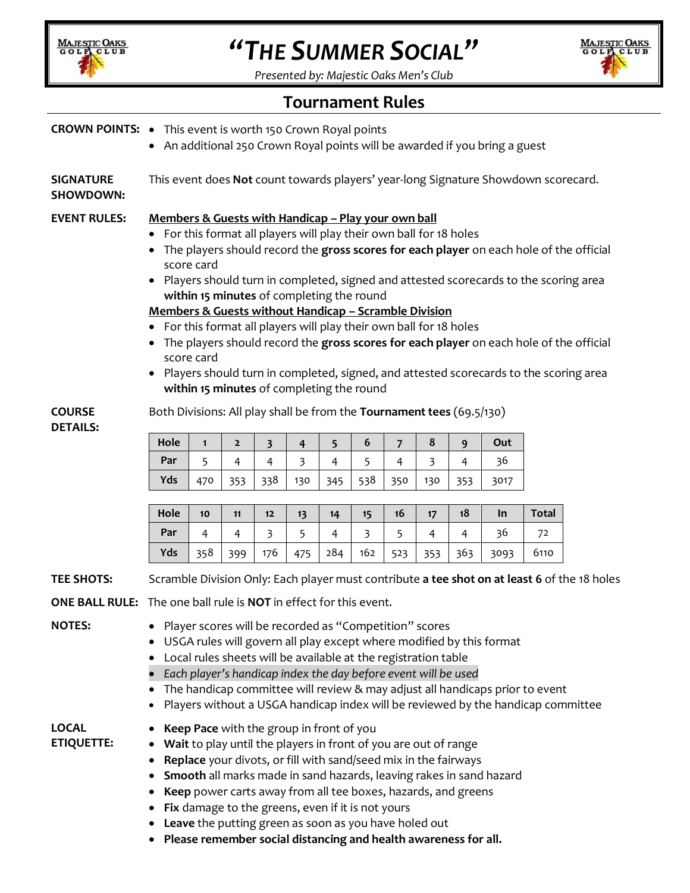# "THE SUMMER SOCIAL"

*Presented by: Majestic Oaks Men's Club*

## Tournament Rules

**CROWN POINTS:**
- This event is worth 150 Crown Royal points
- An additional 250 Crown Royal points will be awarded if you bring a guest

**SIGNATURE SHOWDOWN:** This event does **Not** count towards players' year-long Signature Showdown scorecard.

**EVENT RULES:**

**Members & Guests with Handicap – Play your own ball**
- For this format all players will play their own ball for 18 holes
- The players should record the **gross scores for each player** on each hole of the official score card
- Players should turn in completed, signed and attested scorecards to the scoring area **within 15 minutes** of completing the round

**Members & Guests without Handicap – Scramble Division**
- For this format all players will play their own ball for 18 holes
- The players should record the **gross scores for each player** on each hole of the official score card
- Players should turn in completed, signed, and attested scorecards to the scoring area **within 15 minutes** of completing the round

**COURSE DETAILS:** Both Divisions: All play shall be from the **Tournament tees** (69.5/130)

| Hole | 1 | 2 | 3 | 4 | 5 | 6 | 7 | 8 | 9 | Out |
|---|---|---|---|---|---|---|---|---|---|---|
| Par | 5 | 4 | 4 | 3 | 4 | 5 | 4 | 3 | 4 | 36 |
| Yds | 470 | 353 | 338 | 130 | 345 | 538 | 350 | 130 | 353 | 3017 |

| Hole | 10 | 11 | 12 | 13 | 14 | 15 | 16 | 17 | 18 | In | Total |
|---|---|---|---|---|---|---|---|---|---|---|---|
| Par | 4 | 4 | 3 | 5 | 4 | 3 | 5 | 4 | 4 | 36 | 72 |
| Yds | 358 | 399 | 176 | 475 | 284 | 162 | 523 | 353 | 363 | 3093 | 6110 |

**TEE SHOTS:** Scramble Division Only: Each player must contribute **a tee shot on at least 6** of the 18 holes

**ONE BALL RULE:** The one ball rule is **NOT** in effect for this event.

**NOTES:**
- Player scores will be recorded as "Competition" scores
- USGA rules will govern all play except where modified by this format
- Local rules sheets will be available at the registration table
- *Each player's handicap index the day before event will be used*
- The handicap committee will review & may adjust all handicaps prior to event
- Players without a USGA handicap index will be reviewed by the handicap committee

**LOCAL ETIQUETTE:**
- **Keep Pace** with the group in front of you
- **Wait** to play until the players in front of you are out of range
- **Replace** your divots, or fill with sand/seed mix in the fairways
- **Smooth** all marks made in sand hazards, leaving rakes in sand hazard
- **Keep** power carts away from all tee boxes, hazards, and greens
- **Fix** damage to the greens, even if it is not yours
- **Leave** the putting green as soon as you have holed out
- **Please remember social distancing and health awareness for all.**